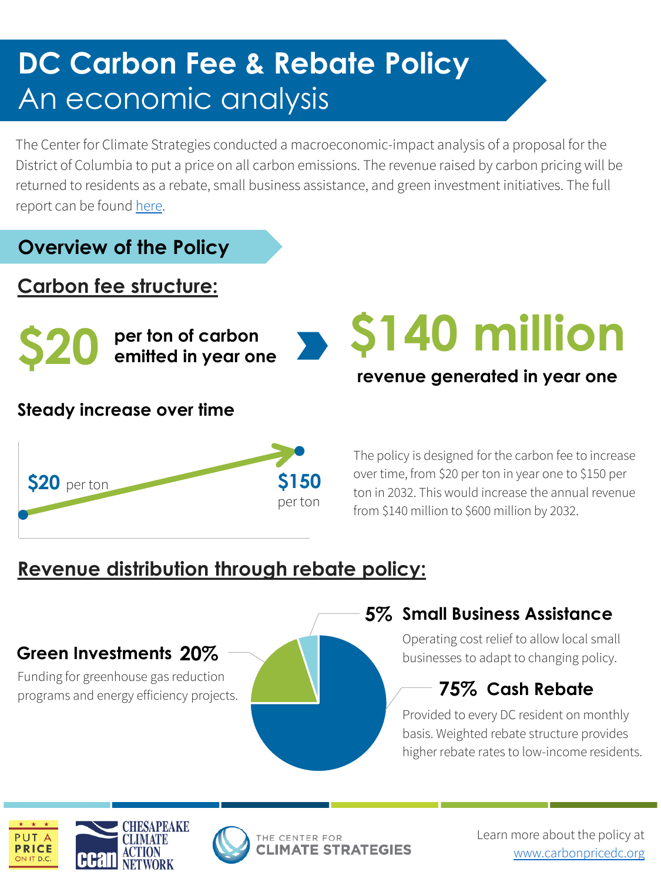# DC Carbon Fee & Rebate Policy
## An economic analysis

The Center for Climate Strategies conducted a macroeconomic-impact analysis of a proposal for the District of Columbia to put a price on all carbon emissions. The revenue raised by carbon pricing will be returned to residents as a rebate, small business assistance, and green investment initiatives. The full report can be found here.

## Overview of the Policy

### Carbon fee structure:

**$20** per ton of carbon emitted in year one

**$140 million** revenue generated in year one

**Steady increase over time**

$20 per ton → $150 per ton

The policy is designed for the carbon fee to increase over time, from $20 per ton in year one to $150 per ton in 2032. This would increase the annual revenue from $140 million to $600 million by 2032.

### Revenue distribution through rebate policy:

**5% Small Business Assistance**
Operating cost relief to allow local small businesses to adapt to changing policy.

**Green Investments 20%**
Funding for greenhouse gas reduction programs and energy efficiency projects.

**75% Cash Rebate**
Provided to every DC resident on monthly basis. Weighted rebate structure provides higher rebate rates to low-income residents.

PUT A PRICE ON IT D.C. | CHESAPEAKE CLIMATE ACTION NETWORK | THE CENTER FOR CLIMATE STRATEGIES

Learn more about the policy at www.carbonpricedc.org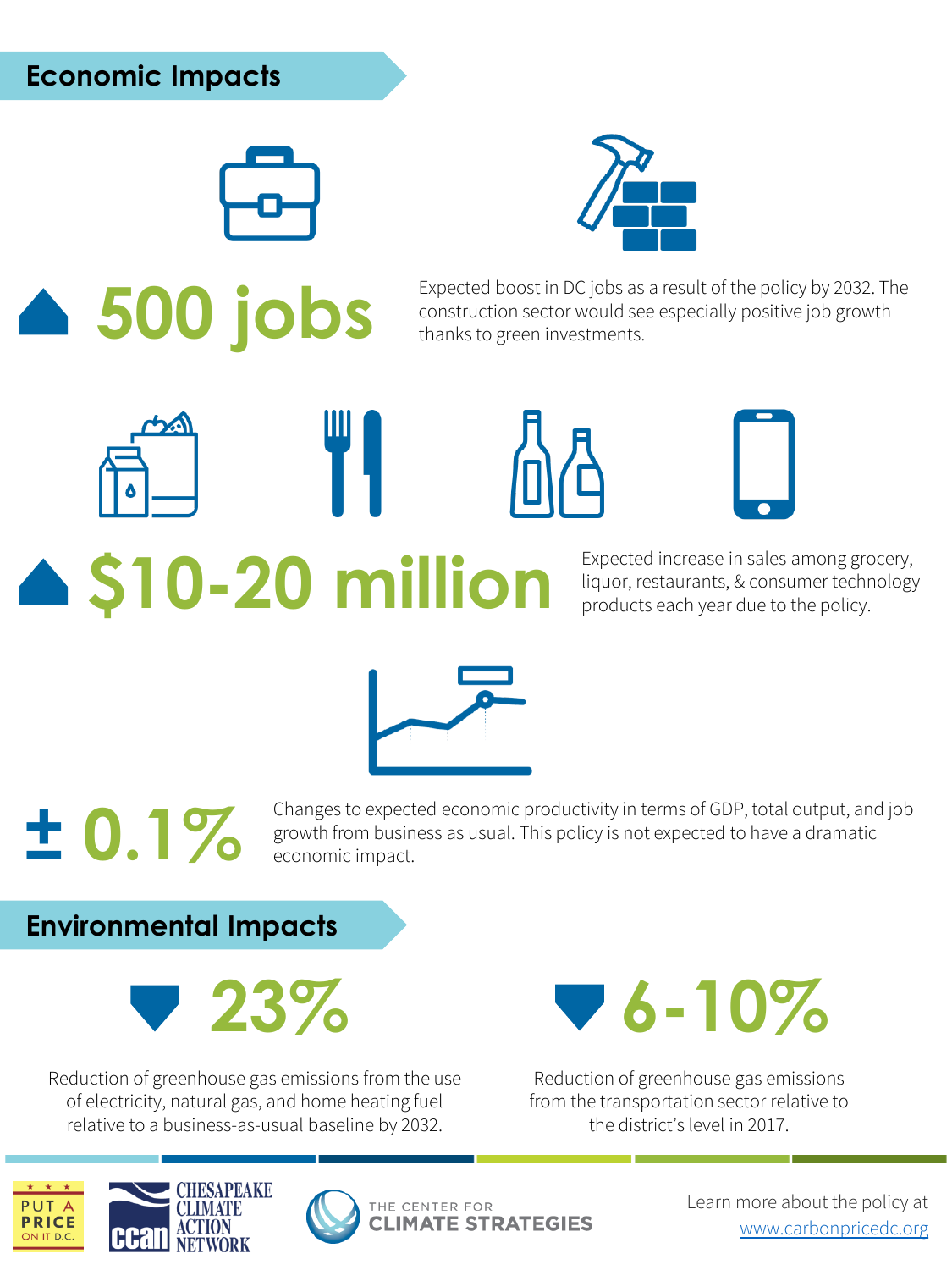## Economic Impacts

▲ **500 jobs**

Expected boost in DC jobs as a result of the policy by 2032. The construction sector would see especially positive job growth thanks to green investments.

▲ **$10-20 million**

Expected increase in sales among grocery, liquor, restaurants, & consumer technology products each year due to the policy.

**± 0.1%**

Changes to expected economic productivity in terms of GDP, total output, and job growth from business as usual. This policy is not expected to have a dramatic economic impact.

## Environmental Impacts

▼ **23%**

Reduction of greenhouse gas emissions from the use of electricity, natural gas, and home heating fuel relative to a business-as-usual baseline by 2032.

▼ **6-10%**

Reduction of greenhouse gas emissions from the transportation sector relative to the district's level in 2017.

PUT A PRICE ON IT D.C.

CHESAPEAKE CLIMATE ACTION NETWORK

THE CENTER FOR CLIMATE STRATEGIES

Learn more about the policy at www.carbonpricedc.org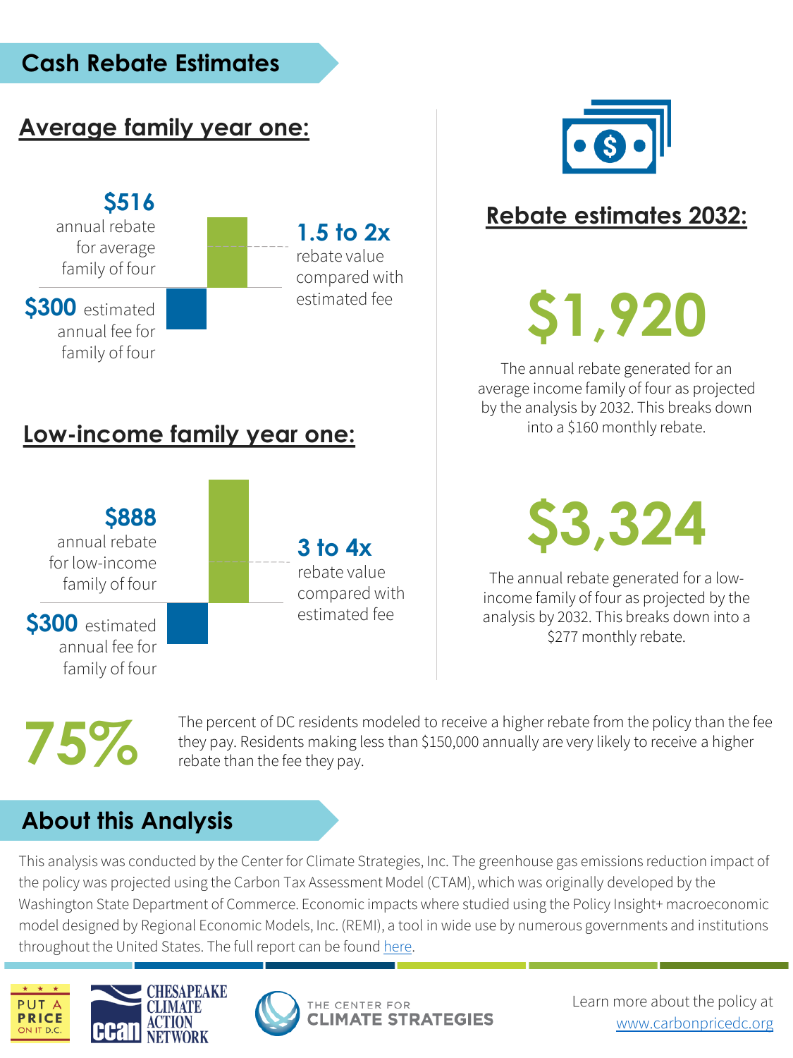## Cash Rebate Estimates

### Average family year one:

**$516** annual rebate for average family of four

**$300** estimated annual fee for family of four

**1.5 to 2x** rebate value compared with estimated fee

### Low-income family year one:

**$888** annual rebate for low-income family of four

**$300** estimated annual fee for family of four

**3 to 4x** rebate value compared with estimated fee

### Rebate estimates 2032:

**$1,920**

The annual rebate generated for an average income family of four as projected by the analysis by 2032. This breaks down into a $160 monthly rebate.

**$3,324**

The annual rebate generated for a low-income family of four as projected by the analysis by 2032. This breaks down into a $277 monthly rebate.

**75%** The percent of DC residents modeled to receive a higher rebate from the policy than the fee they pay. Residents making less than $150,000 annually are very likely to receive a higher rebate than the fee they pay.

## About this Analysis

This analysis was conducted by the Center for Climate Strategies, Inc. The greenhouse gas emissions reduction impact of the policy was projected using the Carbon Tax Assessment Model (CTAM), which was originally developed by the Washington State Department of Commerce. Economic impacts where studied using the Policy Insight+ macroeconomic model designed by Regional Economic Models, Inc. (REMI), a tool in wide use by numerous governments and institutions throughout the United States. The full report can be found here.

PUT A PRICE ON IT D.C. | CHESAPEAKE CLIMATE ACTION NETWORK | THE CENTER FOR CLIMATE STRATEGIES

Learn more about the policy at www.carbonpricedc.org